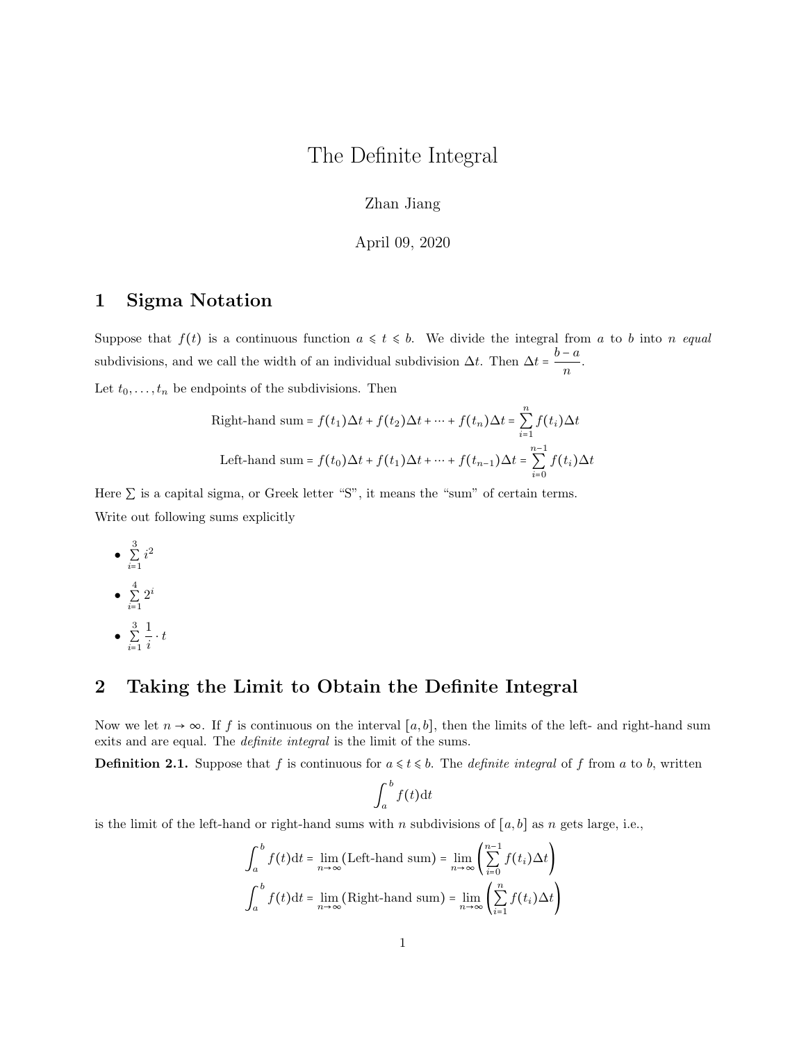# The Definite Integral

Zhan Jiang

April 09, 2020

## 1 Sigma Notation

Suppose that $f(t)$ is a continuous function $a \leqslant t \leqslant b$. We divide the integral from $a$ to $b$ into $n$ *equal* subdivisions, and we call the width of an individual subdivision $\Delta t$. Then $\Delta t = \dfrac{b-a}{n}$.

Let $t_0, \ldots, t_n$ be endpoints of the subdivisions. Then

$$\text{Right-hand sum} = f(t_1)\Delta t + f(t_2)\Delta t + \cdots + f(t_n)\Delta t = \sum_{i=1}^{n} f(t_i)\Delta t$$

$$\text{Left-hand sum} = f(t_0)\Delta t + f(t_1)\Delta t + \cdots + f(t_{n-1})\Delta t = \sum_{i=0}^{n-1} f(t_i)\Delta t$$

Here $\sum$ is a capital sigma, or Greek letter "S", it means the "sum" of certain terms.

Write out following sums explicitly

- $\sum\limits_{i=1}^{3} i^2$
- $\sum\limits_{i=1}^{4} 2^i$
- $\sum\limits_{i=1}^{3} \dfrac{1}{i} \cdot t$

## 2 Taking the Limit to Obtain the Definite Integral

Now we let $n \to \infty$. If $f$ is continuous on the interval $[a, b]$, then the limits of the left- and right-hand sum exits and are equal. The *definite integral* is the limit of the sums.

**Definition 2.1.** Suppose that $f$ is continuous for $a \leqslant t \leqslant b$. The *definite integral* of $f$ from $a$ to $b$, written

$$\int_a^b f(t)\mathrm{d}t$$

is the limit of the left-hand or right-hand sums with $n$ subdivisions of $[a, b]$ as $n$ gets large, i.e.,

$$\int_a^b f(t)\mathrm{d}t = \lim_{n\to\infty}(\text{Left-hand sum}) = \lim_{n\to\infty}\left(\sum_{i=0}^{n-1} f(t_i)\Delta t\right)$$

$$\int_a^b f(t)\mathrm{d}t = \lim_{n\to\infty}(\text{Right-hand sum}) = \lim_{n\to\infty}\left(\sum_{i=1}^{n} f(t_i)\Delta t\right)$$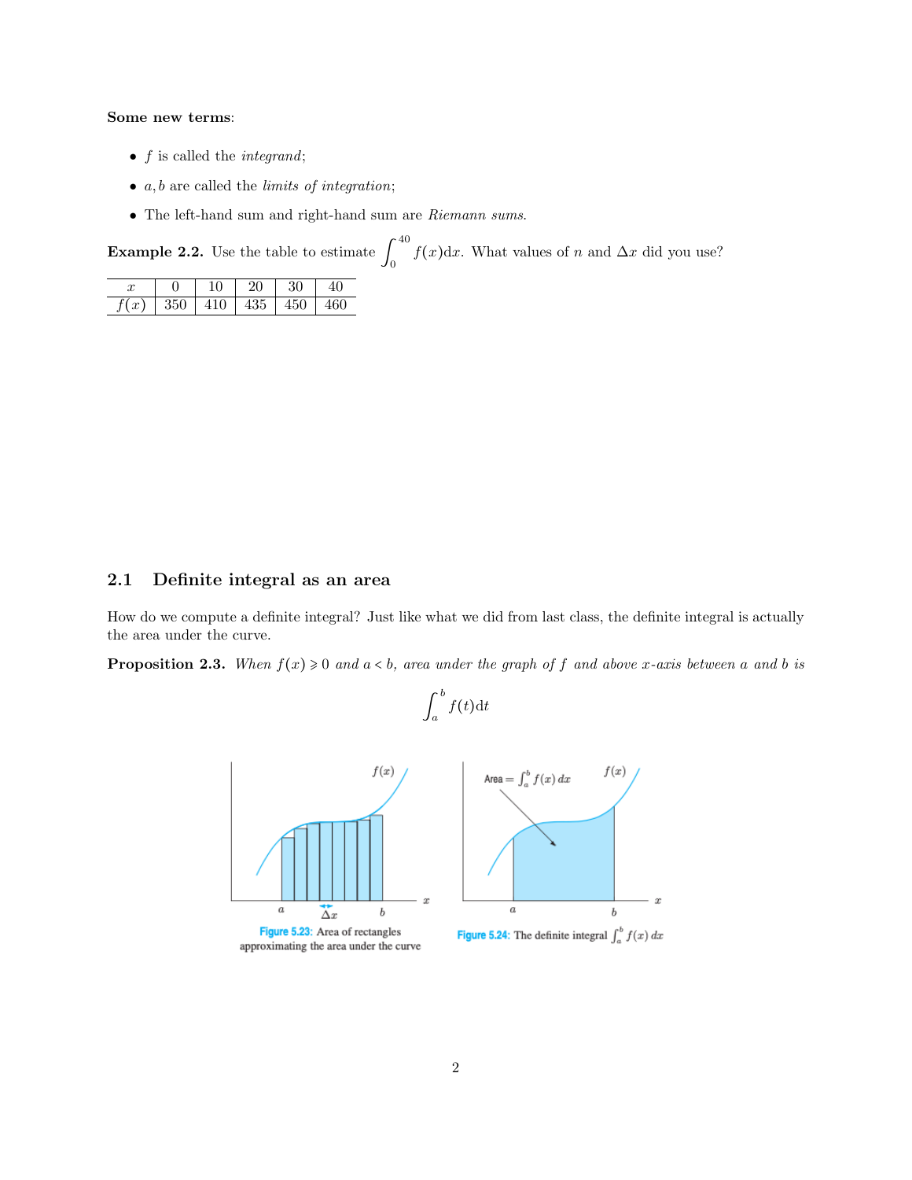**Some new terms**:

- $f$ is called the *integrand*;
- $a, b$ are called the *limits of integration*;
- The left-hand sum and right-hand sum are *Riemann sums*.

**Example 2.2.** Use the table to estimate $\int_0^{40} f(x)\mathrm{d}x$. What values of $n$ and $\Delta x$ did you use?

| $x$ | 0 | 10 | 20 | 30 | 40 |
|---|---|---|---|---|---|
| $f(x)$ | 350 | 410 | 435 | 450 | 460 |

## 2.1 Definite integral as an area

How do we compute a definite integral? Just like what we did from last class, the definite integral is actually the area under the curve.

**Proposition 2.3.** *When $f(x) \geqslant 0$ and $a < b$, area under the graph of $f$ and above $x$-axis between $a$ and $b$ is*

$$\int_a^b f(t)\mathrm{d}t$$

Figure 5.23: Area of rectangles approximating the area under the curve

Figure 5.24: The definite integral $\int_a^b f(x)\,dx$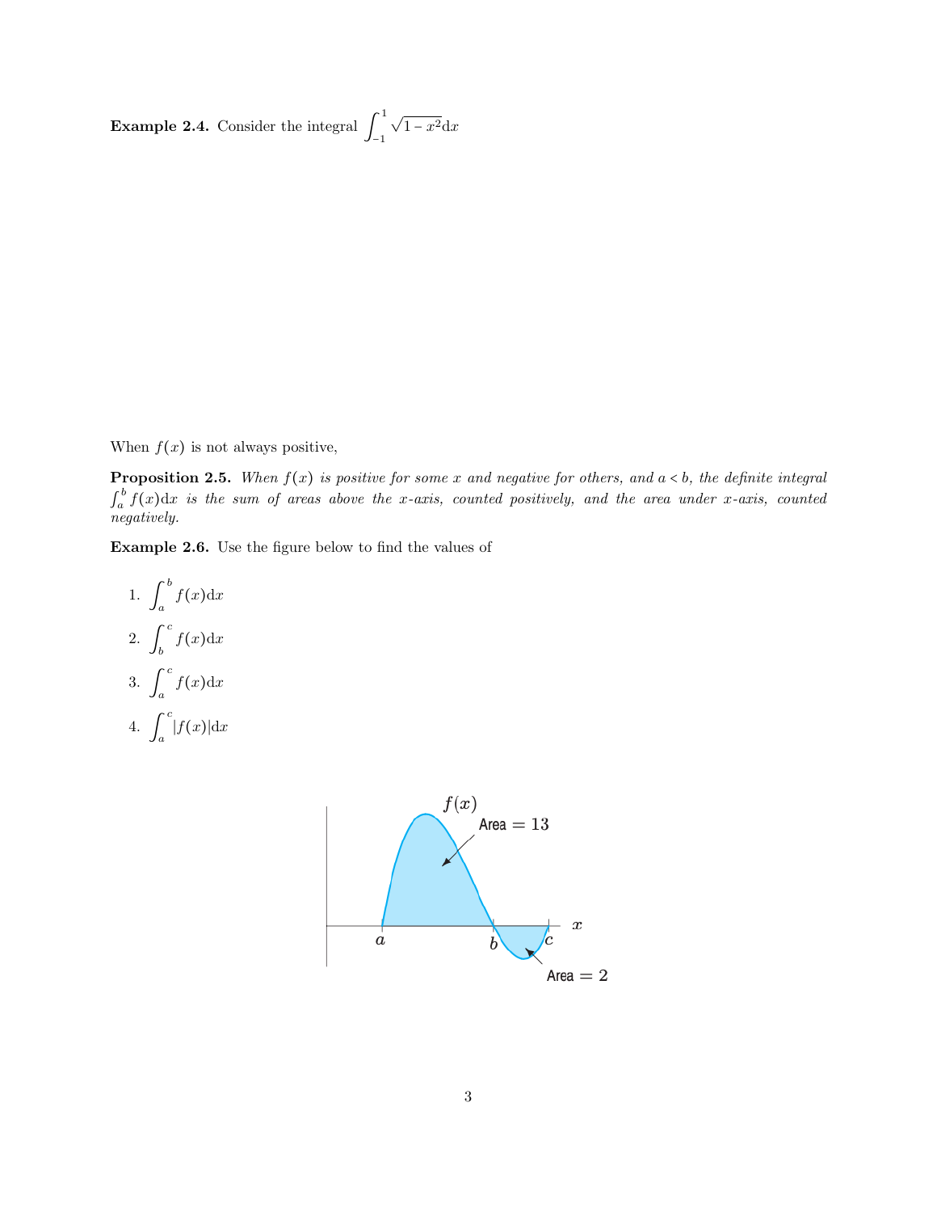**Example 2.4.** Consider the integral $\int_{-1}^{1} \sqrt{1 - x^2} \mathrm{d}x$

When $f(x)$ is not always positive,

**Proposition 2.5.** *When $f(x)$ is positive for some $x$ and negative for others, and $a < b$, the definite integral $\int_a^b f(x)\mathrm{d}x$ is the sum of areas above the x-axis, counted positively, and the area under x-axis, counted negatively.*

**Example 2.6.** Use the figure below to find the values of

1. $\displaystyle\int_a^b f(x)\mathrm{d}x$
2. $\displaystyle\int_b^c f(x)\mathrm{d}x$
3. $\displaystyle\int_a^c f(x)\mathrm{d}x$
4. $\displaystyle\int_a^c |f(x)|\mathrm{d}x$

$f(x)$

Area = 13

Area = 2

$a$ $b$ $c$ $x$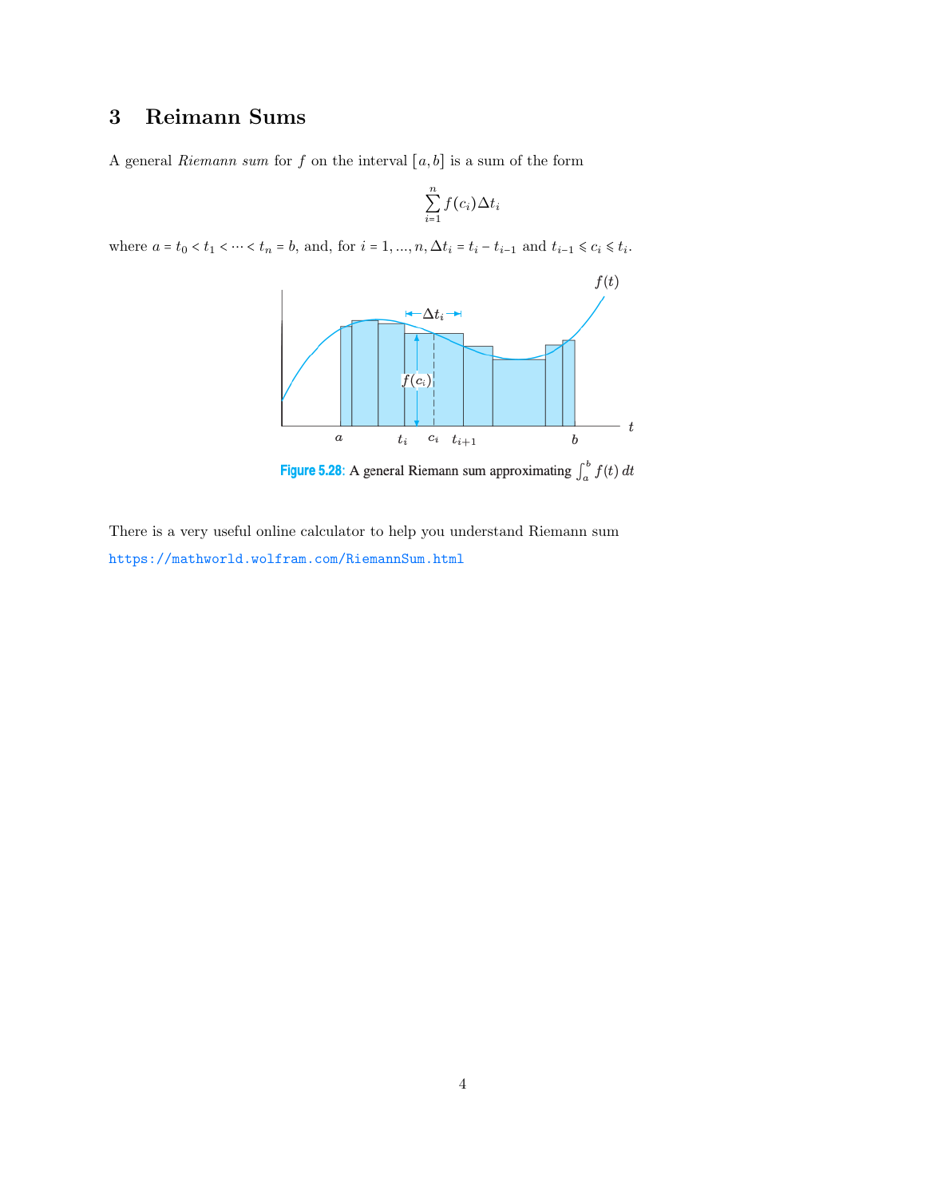## 3 Reimann Sums

A general *Riemann sum* for $f$ on the interval $[a, b]$ is a sum of the form

$$\sum_{i=1}^{n} f(c_i)\Delta t_i$$

where $a = t_0 < t_1 < \cdots < t_n = b$, and, for $i = 1, \ldots, n$, $\Delta t_i = t_i - t_{i-1}$ and $t_{i-1} \leqslant c_i \leqslant t_i$.

**Figure 5.28:** A general Riemann sum approximating $\int_a^b f(t)\,dt$

There is a very useful online calculator to help you understand Riemann sum
https://mathworld.wolfram.com/RiemannSum.html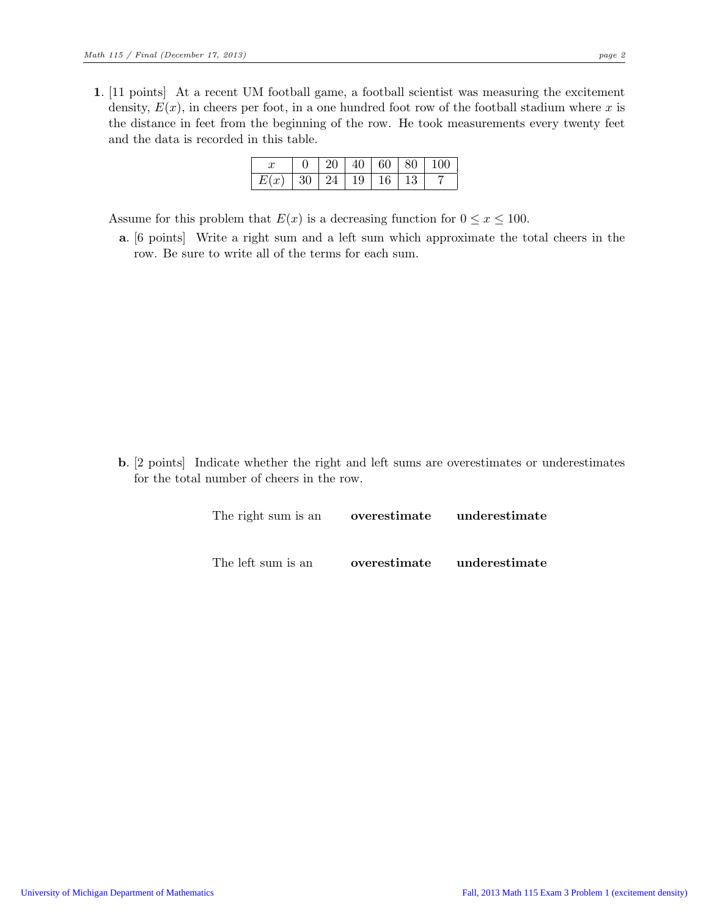**1**. [11 points] At a recent UM football game, a football scientist was measuring the excitement density, $E(x)$, in cheers per foot, in a one hundred foot row of the football stadium where $x$ is the distance in feet from the beginning of the row. He took measurements every twenty feet and the data is recorded in this table.

| $x$ | 0 | 20 | 40 | 60 | 80 | 100 |
|---|---|---|---|---|---|---|
| $E(x)$ | 30 | 24 | 19 | 16 | 13 | 7 |

Assume for this problem that $E(x)$ is a decreasing function for $0 \leq x \leq 100$.

**a**. [6 points] Write a right sum and a left sum which approximate the total cheers in the row. Be sure to write all of the terms for each sum.

**b**. [2 points] Indicate whether the right and left sums are overestimates or underestimates for the total number of cheers in the row.

The right sum is an **overestimate** **underestimate**

The left sum is an **overestimate** **underestimate**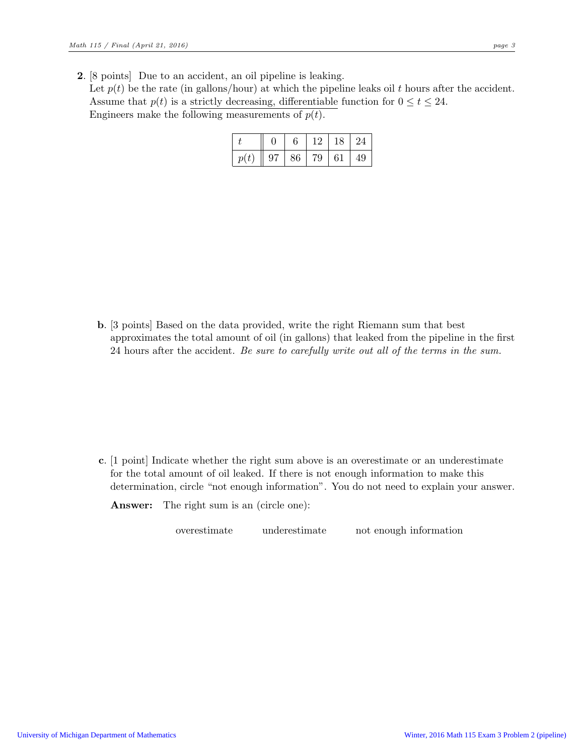**2**. [8 points] Due to an accident, an oil pipeline is leaking.
Let $p(t)$ be the rate (in gallons/hour) at which the pipeline leaks oil $t$ hours after the accident. Assume that $p(t)$ is a strictly decreasing, differentiable function for $0 \leq t \leq 24$.
Engineers make the following measurements of $p(t)$.

| $t$ | 0 | 6 | 12 | 18 | 24 |
|---|---|---|---|---|---|
| $p(t)$ | 97 | 86 | 79 | 61 | 49 |

**b**. [3 points] Based on the data provided, write the right Riemann sum that best approximates the total amount of oil (in gallons) that leaked from the pipeline in the first 24 hours after the accident. *Be sure to carefully write out all of the terms in the sum.*

**c**. [1 point] Indicate whether the right sum above is an overestimate or an underestimate for the total amount of oil leaked. If there is not enough information to make this determination, circle "not enough information". You do not need to explain your answer.

**Answer:** The right sum is an (circle one):

overestimate    underestimate    not enough information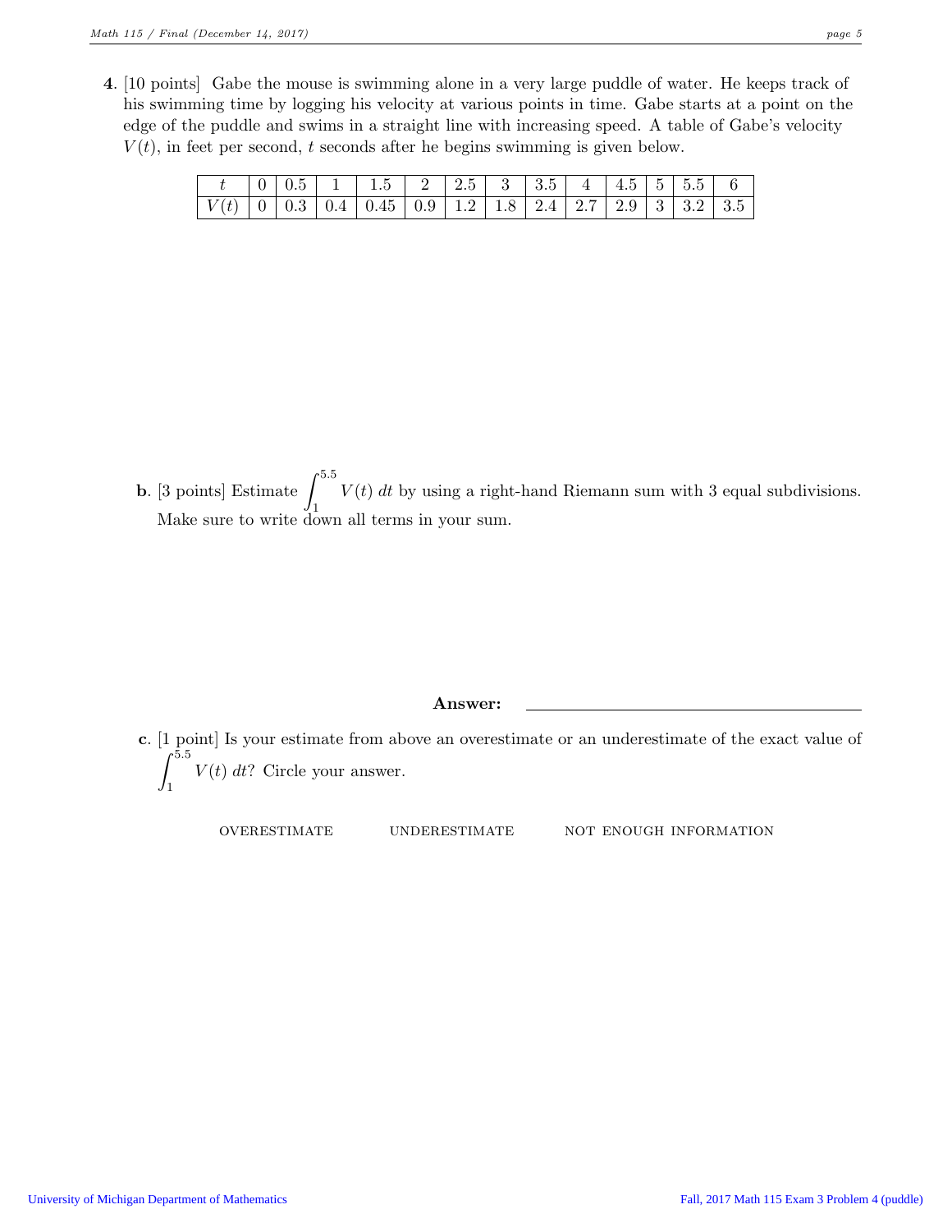**4**. [10 points] Gabe the mouse is swimming alone in a very large puddle of water. He keeps track of his swimming time by logging his velocity at various points in time. Gabe starts at a point on the edge of the puddle and swims in a straight line with increasing speed. A table of Gabe's velocity $V(t)$, in feet per second, $t$ seconds after he begins swimming is given below.

| $t$ | 0 | 0.5 | 1 | 1.5 | 2 | 2.5 | 3 | 3.5 | 4 | 4.5 | 5 | 5.5 | 6 |
|---|---|---|---|---|---|---|---|---|---|---|---|---|---|
| $V(t)$ | 0 | 0.3 | 0.4 | 0.45 | 0.9 | 1.2 | 1.8 | 2.4 | 2.7 | 2.9 | 3 | 3.2 | 3.5 |

**b**. [3 points] Estimate $\int_1^{5.5} V(t)\,dt$ by using a right-hand Riemann sum with 3 equal subdivisions. Make sure to write down all terms in your sum.

**Answer:** \_\_\_\_\_\_\_\_\_\_\_\_\_\_\_\_\_\_\_\_\_\_\_\_\_\_\_\_\_\_

**c**. [1 point] Is your estimate from above an overestimate or an underestimate of the exact value of $\int_1^{5.5} V(t)\,dt$? Circle your answer.

OVERESTIMATE UNDERESTIMATE NOT ENOUGH INFORMATION